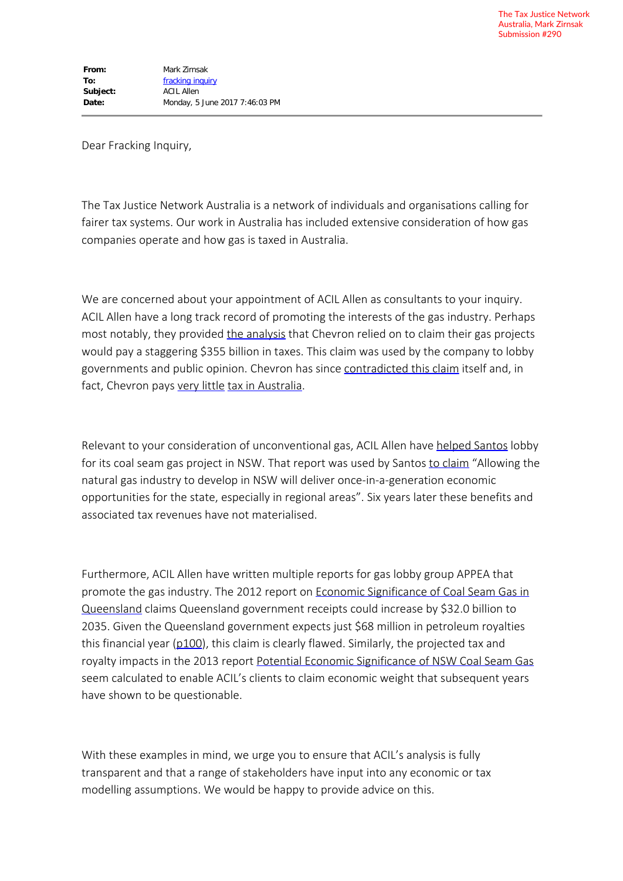The Tax Justice Network Australia, Mark Zirnsak Submission #290

**From:** Mark Zirnsak
**To:** fracking inquiry
**Subject:** ACIL Allen
**Date:** Monday, 5 June 2017 7:46:03 PM

Dear Fracking Inquiry,

The Tax Justice Network Australia is a network of individuals and organisations calling for fairer tax systems. Our work in Australia has included extensive consideration of how gas companies operate and how gas is taxed in Australia.

We are concerned about your appointment of ACIL Allen as consultants to your inquiry. ACIL Allen have a long track record of promoting the interests of the gas industry. Perhaps most notably, they provided the analysis that Chevron relied on to claim their gas projects would pay a staggering $355 billion in taxes. This claim was used by the company to lobby governments and public opinion. Chevron has since contradicted this claim itself and, in fact, Chevron pays very little tax in Australia.

Relevant to your consideration of unconventional gas, ACIL Allen have helped Santos lobby for its coal seam gas project in NSW. That report was used by Santos to claim "Allowing the natural gas industry to develop in NSW will deliver once-in-a-generation economic opportunities for the state, especially in regional areas". Six years later these benefits and associated tax revenues have not materialised.

Furthermore, ACIL Allen have written multiple reports for gas lobby group APPEA that promote the gas industry. The 2012 report on Economic Significance of Coal Seam Gas in Queensland claims Queensland government receipts could increase by $32.0 billion to 2035. Given the Queensland government expects just $68 million in petroleum royalties this financial year (p100), this claim is clearly flawed. Similarly, the projected tax and royalty impacts in the 2013 report Potential Economic Significance of NSW Coal Seam Gas seem calculated to enable ACIL's clients to claim economic weight that subsequent years have shown to be questionable.

With these examples in mind, we urge you to ensure that ACIL's analysis is fully transparent and that a range of stakeholders have input into any economic or tax modelling assumptions. We would be happy to provide advice on this.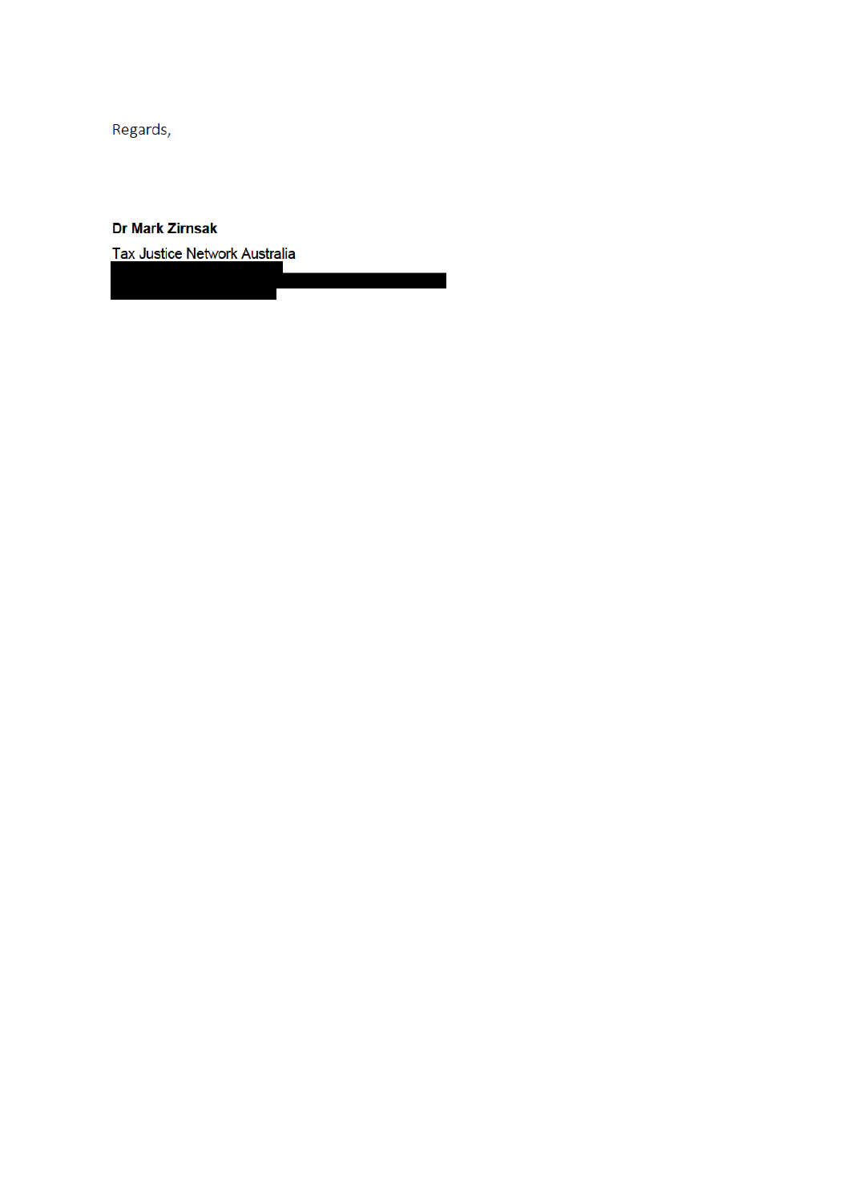Regards,

**Dr Mark Zirnsak**
Tax Justice Network Australia